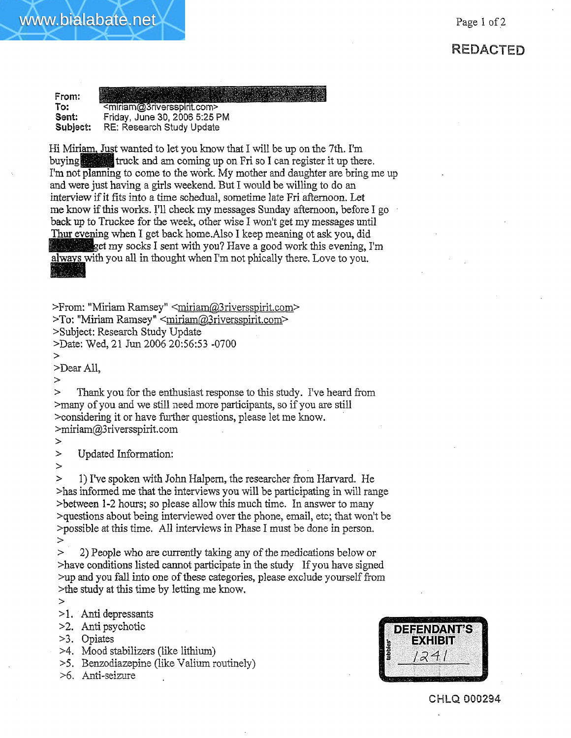REDACTED

**From:** [REDACTED]
**To:** <miriam@3riversspirit.com>
**Sent:** Friday, June 30, 2006 5:25 PM
**Subject:** RE: Research Study Update

Hi Miriam, Just wanted to let you know that I will be up on the 7th. I'm buying [REDACTED] truck and am coming up on Fri so I can register it up there. I'm not planning to come to the work. My mother and daughter are bring me up and were just having a girls weekend. But I would be willing to do an interview if it fits into a time schedual, sometime late Fri afternoon. Let me know if this works. I'll check my messages Sunday afternoon, before I go back up to Truckee for the week, other wise I won't get my messages until Thur evening when I get back home.Also I keep meaning ot ask you, did [REDACTED] get my socks I sent with you? Have a good work this evening, I'm always with you all in thought when I'm not phically there. Love to you.
[REDACTED]

>From: "Miriam Ramsey" <miriam@3riversspirit.com>
>To: "Miriam Ramsey" <miriam@3riversspirit.com>
>Subject: Research Study Update
>Date: Wed, 21 Jun 2006 20:56:53 -0700
>
>Dear All,
>
> Thank you for the enthusiast response to this study. I've heard from
>many of you and we still need more participants, so if you are still
>considering it or have further questions, please let me know.
>miriam@3riversspirit.com
>
> Updated Information:
>
> 1) I've spoken with John Halpern, the researcher from Harvard. He
>has informed me that the interviews you will be participating in will range
>between 1-2 hours; so please allow this much time. In answer to many
>questions about being interviewed over the phone, email, etc; that won't be
>possible at this time. All interviews in Phase I must be done in person.
>
> 2) People who are currently taking any of the medications below or
>have conditions listed cannot participate in the study If you have signed
>up and you fall into one of these categories, please exclude yourself from
>the study at this time by letting me know.
>
>1. Anti depressants
>2. Anti psychotic
>3. Opiates
>4. Mood stabilizers (like lithium)
>5. Benzodiazepine (like Valium routinely)
>6. Anti-seizure

DEFENDANT'S EXHIBIT 1241

CHLQ 000294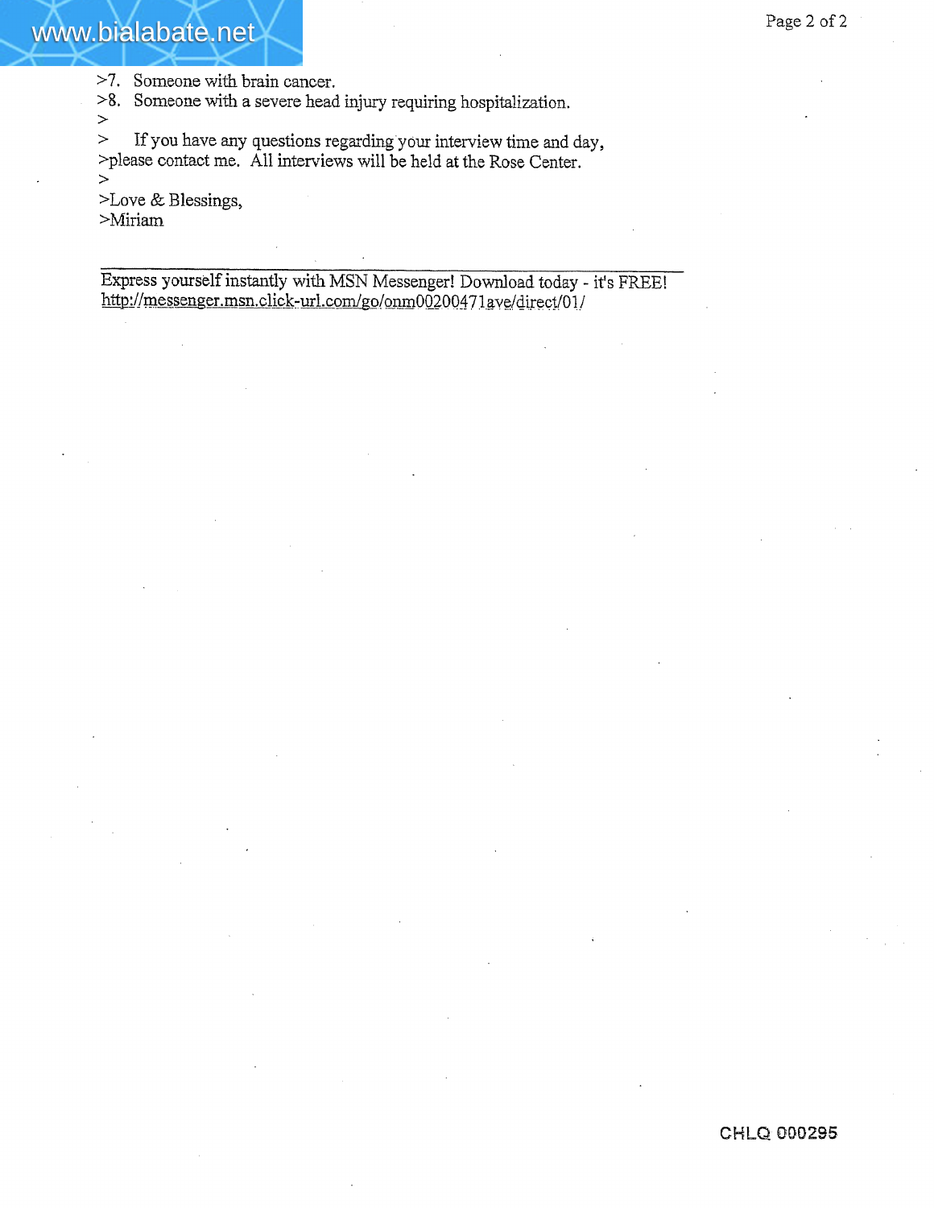>7. Someone with brain cancer.
>8. Someone with a severe head injury requiring hospitalization.
>
> If you have any questions regarding your interview time and day,
>please contact me. All interviews will be held at the Rose Center.
>
>Love & Blessings,
>Miriam

---

Express yourself instantly with MSN Messenger! Download today - it's FREE!
http://messenger.msn.click-url.com/go/onm00200471ave/direct/01/

CHLQ 000295